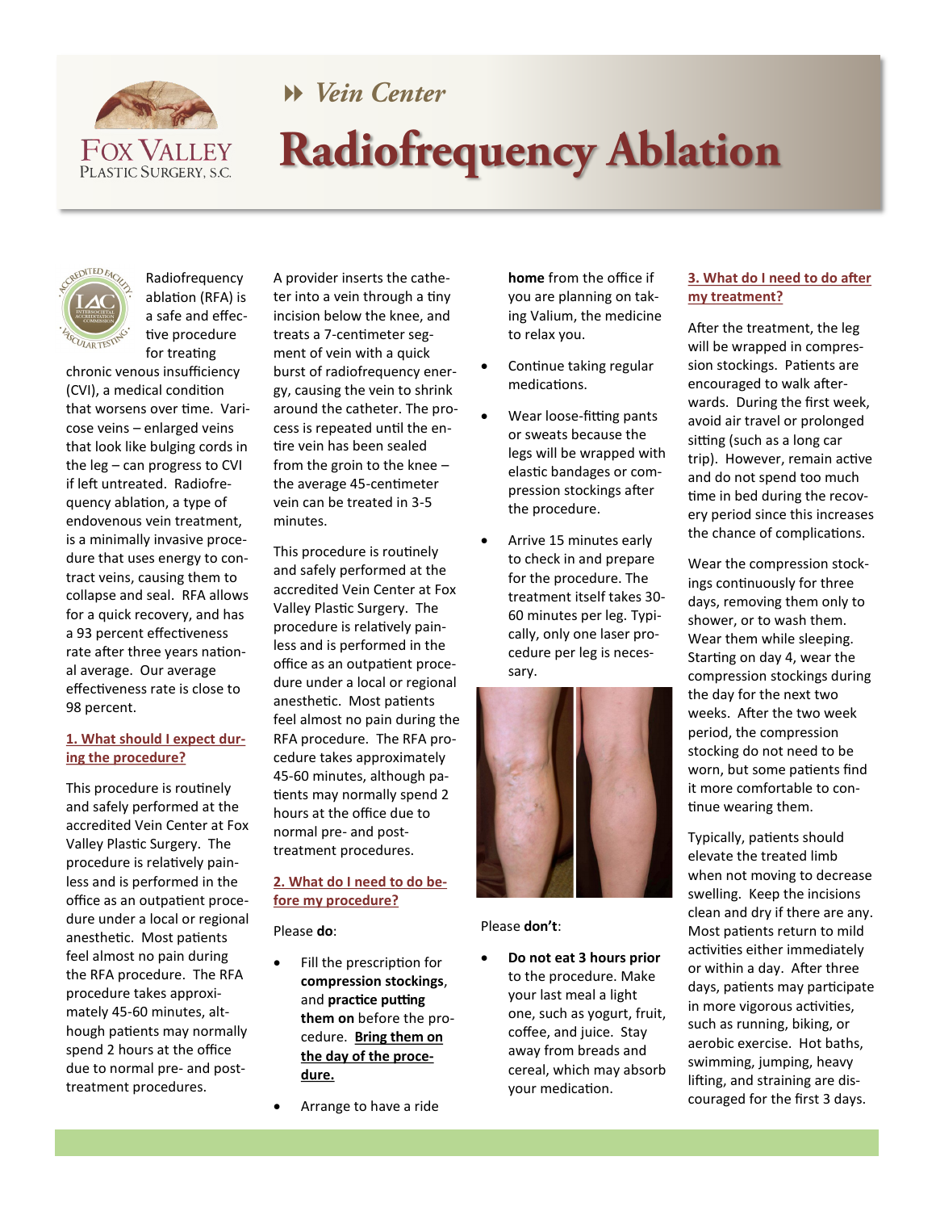Vein Center

# Radiofrequency Ablation

Radiofrequency ablation (RFA) is a safe and effective procedure for treating chronic venous insufficiency (CVI), a medical condition that worsens over time. Varicose veins – enlarged veins that look like bulging cords in the leg – can progress to CVI if left untreated. Radiofrequency ablation, a type of endovenous vein treatment, is a minimally invasive procedure that uses energy to contract veins, causing them to collapse and seal. RFA allows for a quick recovery, and has a 93 percent effectiveness rate after three years national average. Our average effectiveness rate is close to 98 percent.

## 1. What should I expect during the procedure?

This procedure is routinely and safely performed at the accredited Vein Center at Fox Valley Plastic Surgery. The procedure is relatively painless and is performed in the office as an outpatient procedure under a local or regional anesthetic. Most patients feel almost no pain during the RFA procedure. The RFA procedure takes approximately 45-60 minutes, although patients may normally spend 2 hours at the office due to normal pre- and post-treatment procedures.

A provider inserts the catheter into a vein through a tiny incision below the knee, and treats a 7-centimeter segment of vein with a quick burst of radiofrequency energy, causing the vein to shrink around the catheter. The process is repeated until the entire vein has been sealed from the groin to the knee – the average 45-centimeter vein can be treated in 3-5 minutes.

This procedure is routinely and safely performed at the accredited Vein Center at Fox Valley Plastic Surgery. The procedure is relatively painless and is performed in the office as an outpatient procedure under a local or regional anesthetic. Most patients feel almost no pain during the RFA procedure. The RFA procedure takes approximately 45-60 minutes, although patients may normally spend 2 hours at the office due to normal pre- and post-treatment procedures.

## 2. What do I need to do before my procedure?

Please **do**:

- Fill the prescription for **compression stockings**, and **practice putting them on** before the procedure. **Bring them on the day of the procedure.**
- Arrange to have a ride **home** from the office if you are planning on taking Valium, the medicine to relax you.
- Continue taking regular medications.
- Wear loose-fitting pants or sweats because the legs will be wrapped with elastic bandages or compression stockings after the procedure.
- Arrive 15 minutes early to check in and prepare for the procedure. The treatment itself takes 30-60 minutes per leg. Typically, only one laser procedure per leg is necessary.

Please **don't**:

- **Do not eat 3 hours prior** to the procedure. Make your last meal a light one, such as yogurt, fruit, coffee, and juice. Stay away from breads and cereal, which may absorb your medication.

## 3. What do I need to do after my treatment?

After the treatment, the leg will be wrapped in compression stockings. Patients are encouraged to walk afterwards. During the first week, avoid air travel or prolonged sitting (such as a long car trip). However, remain active and do not spend too much time in bed during the recovery period since this increases the chance of complications.

Wear the compression stockings continuously for three days, removing them only to shower, or to wash them. Wear them while sleeping. Starting on day 4, wear the compression stockings during the day for the next two weeks. After the two week period, the compression stocking do not need to be worn, but some patients find it more comfortable to continue wearing them.

Typically, patients should elevate the treated limb when not moving to decrease swelling. Keep the incisions clean and dry if there are any. Most patients return to mild activities either immediately or within a day. After three days, patients may participate in more vigorous activities, such as running, biking, or aerobic exercise. Hot baths, swimming, jumping, heavy lifting, and straining are discouraged for the first 3 days.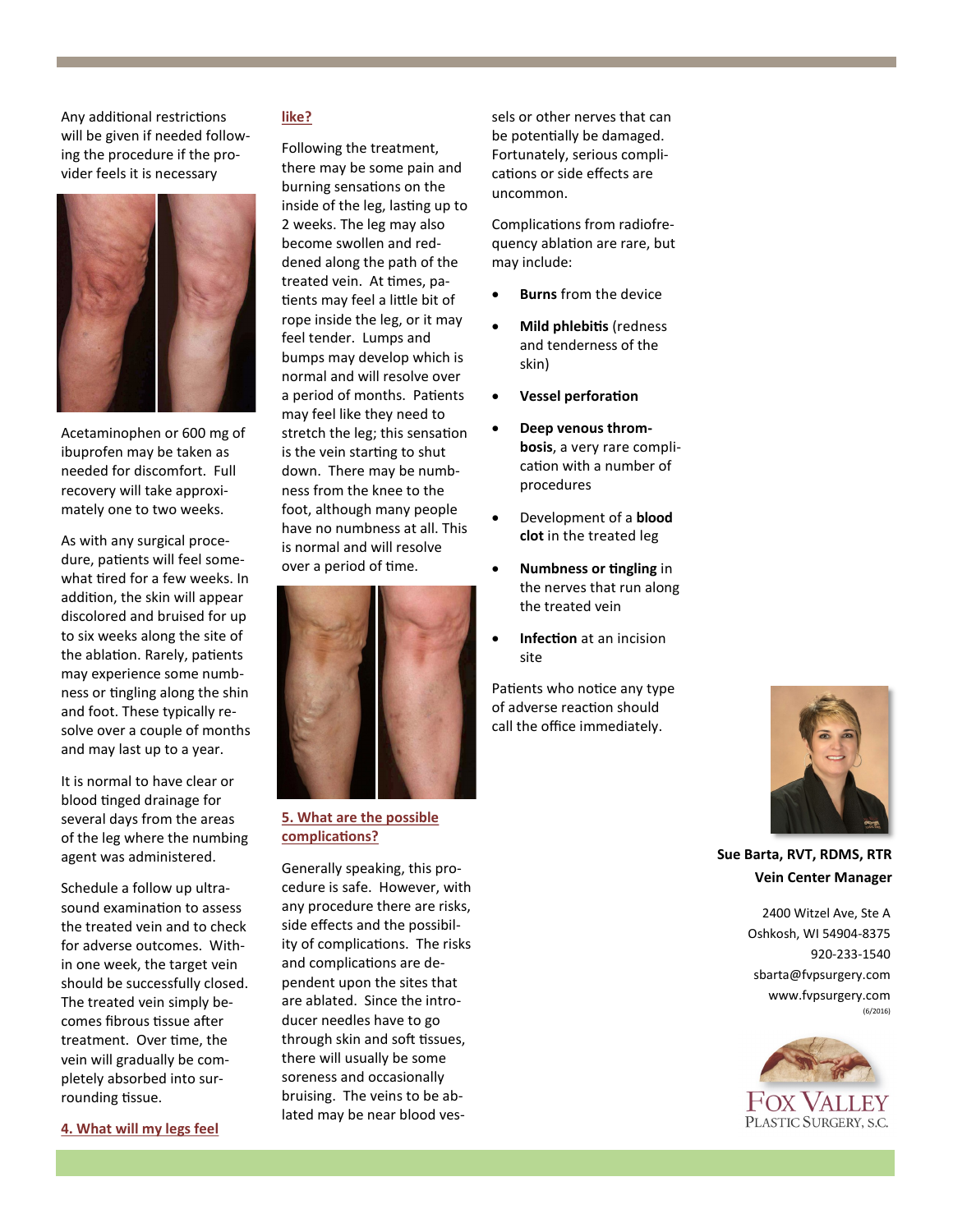Any additional restrictions will be given if needed following the procedure if the provider feels it is necessary

Acetaminophen or 600 mg of ibuprofen may be taken as needed for discomfort. Full recovery will take approximately one to two weeks.

As with any surgical procedure, patients will feel somewhat tired for a few weeks. In addition, the skin will appear discolored and bruised for up to six weeks along the site of the ablation. Rarely, patients may experience some numbness or tingling along the shin and foot. These typically resolve over a couple of months and may last up to a year.

It is normal to have clear or blood tinged drainage for several days from the areas of the leg where the numbing agent was administered.

Schedule a follow up ultrasound examination to assess the treated vein and to check for adverse outcomes. Within one week, the target vein should be successfully closed. The treated vein simply becomes fibrous tissue after treatment. Over time, the vein will gradually be completely absorbed into surrounding tissue.

## 4. What will my legs feel like?

Following the treatment, there may be some pain and burning sensations on the inside of the leg, lasting up to 2 weeks. The leg may also become swollen and reddened along the path of the treated vein. At times, patients may feel a little bit of rope inside the leg, or it may feel tender. Lumps and bumps may develop which is normal and will resolve over a period of months. Patients may feel like they need to stretch the leg; this sensation is the vein starting to shut down. There may be numbness from the knee to the foot, although many people have no numbness at all. This is normal and will resolve over a period of time.

## 5. What are the possible complications?

Generally speaking, this procedure is safe. However, with any procedure there are risks, side effects and the possibility of complications. The risks and complications are dependent upon the sites that are ablated. Since the introducer needles have to go through skin and soft tissues, there will usually be some soreness and occasionally bruising. The veins to be ablated may be near blood vessels or other nerves that can be potentially be damaged. Fortunately, serious complications or side effects are uncommon.

Complications from radiofrequency ablation are rare, but may include:

- **Burns** from the device
- **Mild phlebitis** (redness and tenderness of the skin)
- **Vessel perforation**
- **Deep venous thrombosis**, a very rare complication with a number of procedures
- Development of a **blood clot** in the treated leg
- **Numbness or tingling** in the nerves that run along the treated vein
- **Infection** at an incision site

Patients who notice any type of adverse reaction should call the office immediately.

**Sue Barta, RVT, RDMS, RTR**
**Vein Center Manager**

2400 Witzel Ave, Ste A
Oshkosh, WI 54904-8375
920-233-1540
sbarta@fvpsurgery.com
www.fvpsurgery.com
(6/2016)

FOX VALLEY
PLASTIC SURGERY, S.C.